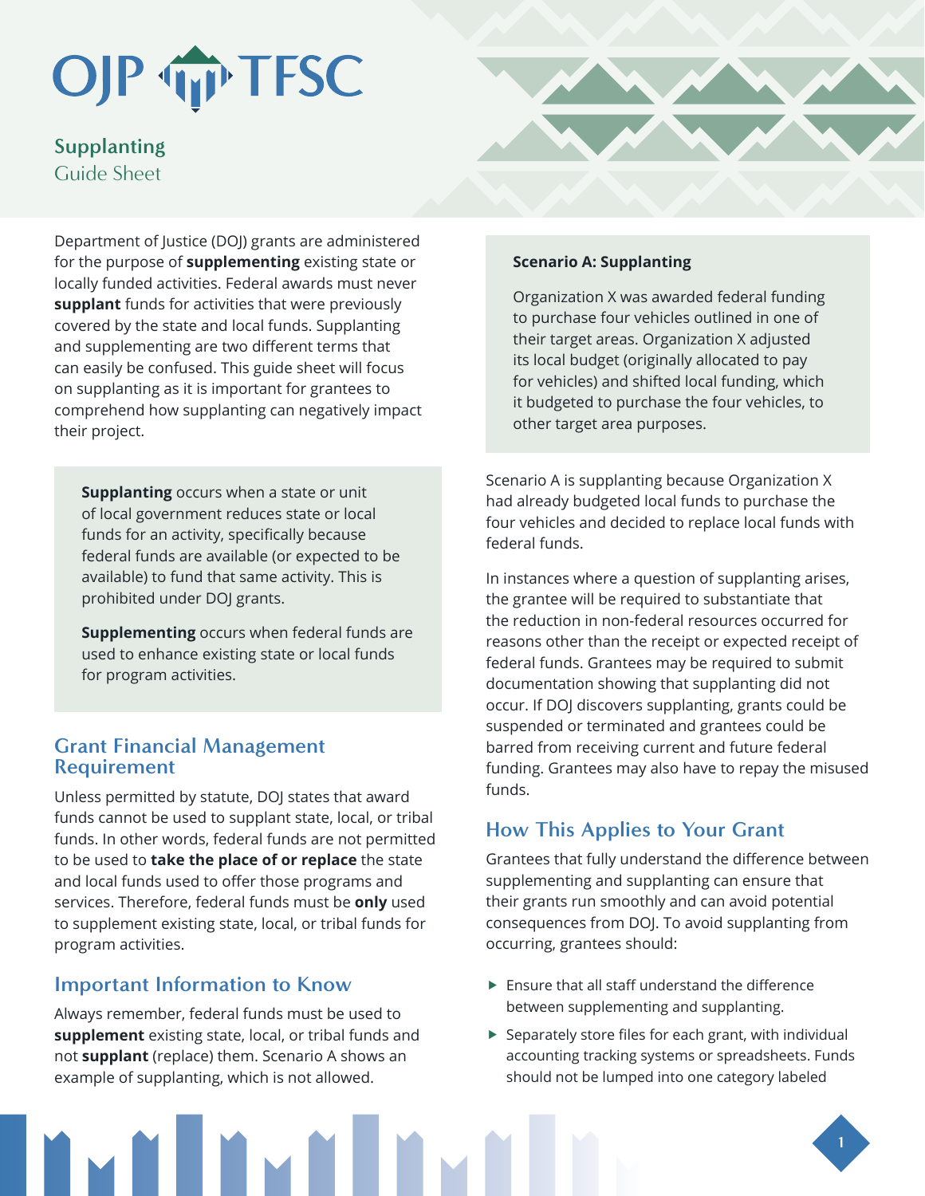OJP TFSC

# Supplanting
Guide Sheet

Department of Justice (DOJ) grants are administered for the purpose of **supplementing** existing state or locally funded activities. Federal awards must never **supplant** funds for activities that were previously covered by the state and local funds. Supplanting and supplementing are two different terms that can easily be confused. This guide sheet will focus on supplanting as it is important for grantees to comprehend how supplanting can negatively impact their project.

> **Supplanting** occurs when a state or unit of local government reduces state or local funds for an activity, specifically because federal funds are available (or expected to be available) to fund that same activity. This is prohibited under DOJ grants.
>
> **Supplementing** occurs when federal funds are used to enhance existing state or local funds for program activities.

## Grant Financial Management Requirement

Unless permitted by statute, DOJ states that award funds cannot be used to supplant state, local, or tribal funds. In other words, federal funds are not permitted to be used to **take the place of or replace** the state and local funds used to offer those programs and services. Therefore, federal funds must be **only** used to supplement existing state, local, or tribal funds for program activities.

## Important Information to Know

Always remember, federal funds must be used to **supplement** existing state, local, or tribal funds and not **supplant** (replace) them. Scenario A shows an example of supplanting, which is not allowed.

> **Scenario A: Supplanting**
>
> Organization X was awarded federal funding to purchase four vehicles outlined in one of their target areas. Organization X adjusted its local budget (originally allocated to pay for vehicles) and shifted local funding, which it budgeted to purchase the four vehicles, to other target area purposes.

Scenario A is supplanting because Organization X had already budgeted local funds to purchase the four vehicles and decided to replace local funds with federal funds.

In instances where a question of supplanting arises, the grantee will be required to substantiate that the reduction in non-federal resources occurred for reasons other than the receipt or expected receipt of federal funds. Grantees may be required to submit documentation showing that supplanting did not occur. If DOJ discovers supplanting, grants could be suspended or terminated and grantees could be barred from receiving current and future federal funding. Grantees may also have to repay the misused funds.

## How This Applies to Your Grant

Grantees that fully understand the difference between supplementing and supplanting can ensure that their grants run smoothly and can avoid potential consequences from DOJ. To avoid supplanting from occurring, grantees should:

- Ensure that all staff understand the difference between supplementing and supplanting.
- Separately store files for each grant, with individual accounting tracking systems or spreadsheets. Funds should not be lumped into one category labeled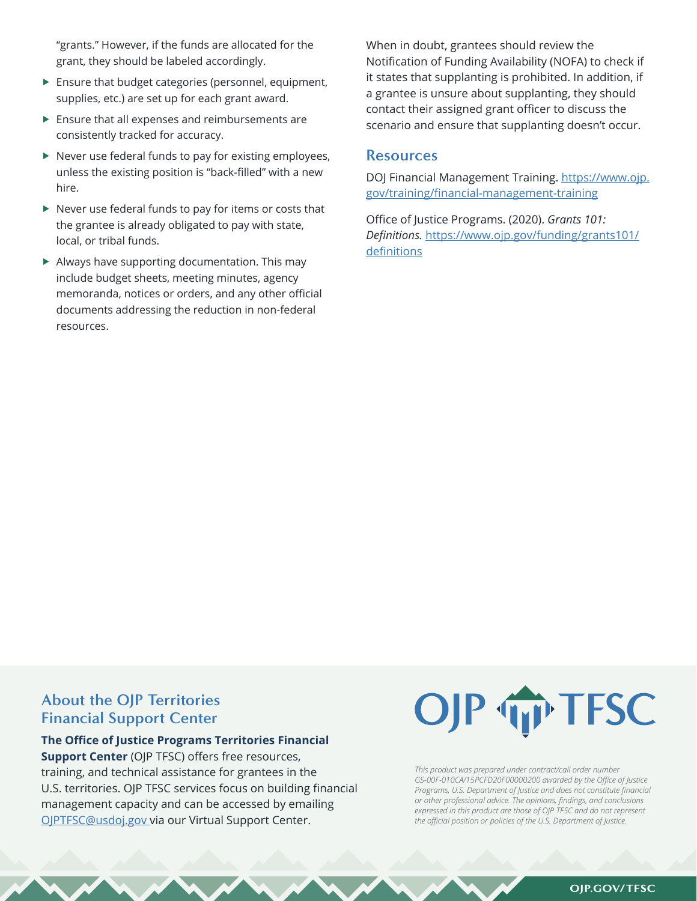"grants." However, if the funds are allocated for the grant, they should be labeled accordingly.

- Ensure that budget categories (personnel, equipment, supplies, etc.) are set up for each grant award.
- Ensure that all expenses and reimbursements are consistently tracked for accuracy.
- Never use federal funds to pay for existing employees, unless the existing position is "back-filled" with a new hire.
- Never use federal funds to pay for items or costs that the grantee is already obligated to pay with state, local, or tribal funds.
- Always have supporting documentation. This may include budget sheets, meeting minutes, agency memoranda, notices or orders, and any other official documents addressing the reduction in non-federal resources.

When in doubt, grantees should review the Notification of Funding Availability (NOFA) to check if it states that supplanting is prohibited. In addition, if a grantee is unsure about supplanting, they should contact their assigned grant officer to discuss the scenario and ensure that supplanting doesn't occur.

## Resources

DOJ Financial Management Training. https://www.ojp.gov/training/financial-management-training

Office of Justice Programs. (2020). *Grants 101: Definitions.* https://www.ojp.gov/funding/grants101/definitions

## About the OJP Territories Financial Support Center

**The Office of Justice Programs Territories Financial Support Center** (OJP TFSC) offers free resources, training, and technical assistance for grantees in the U.S. territories. OJP TFSC services focus on building financial management capacity and can be accessed by emailing OJPTFSC@usdoj.gov via our Virtual Support Center.

OJP TFSC

*This product was prepared under contract/call order number GS-00F-010CA/15PCFD20F00000200 awarded by the Office of Justice Programs, U.S. Department of Justice and does not constitute financial or other professional advice. The opinions, findings, and conclusions expressed in this product are those of OJP TFSC and do not represent the official position or policies of the U.S. Department of Justice.*

OJP.GOV/TFSC